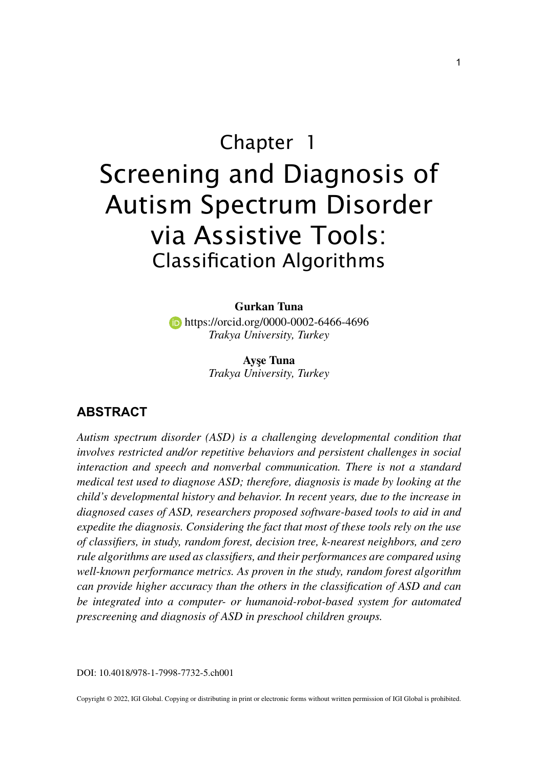# Chapter 1

# Screening and Diagnosis of Autism Spectrum Disorder via Assistive Tools:

## Classification Algorithms

**Gurkan Tuna**
https://orcid.org/0000-0002-6466-4696
*Trakya University, Turkey*

**Ayşe Tuna**
*Trakya University, Turkey*

## ABSTRACT

*Autism spectrum disorder (ASD) is a challenging developmental condition that involves restricted and/or repetitive behaviors and persistent challenges in social interaction and speech and nonverbal communication. There is not a standard medical test used to diagnose ASD; therefore, diagnosis is made by looking at the child's developmental history and behavior. In recent years, due to the increase in diagnosed cases of ASD, researchers proposed software-based tools to aid in and expedite the diagnosis. Considering the fact that most of these tools rely on the use of classifiers, in study, random forest, decision tree, k-nearest neighbors, and zero rule algorithms are used as classifiers, and their performances are compared using well-known performance metrics. As proven in the study, random forest algorithm can provide higher accuracy than the others in the classification of ASD and can be integrated into a computer- or humanoid-robot-based system for automated prescreening and diagnosis of ASD in preschool children groups.*

DOI: 10.4018/978-1-7998-7732-5.ch001

Copyright © 2022, IGI Global. Copying or distributing in print or electronic forms without written permission of IGI Global is prohibited.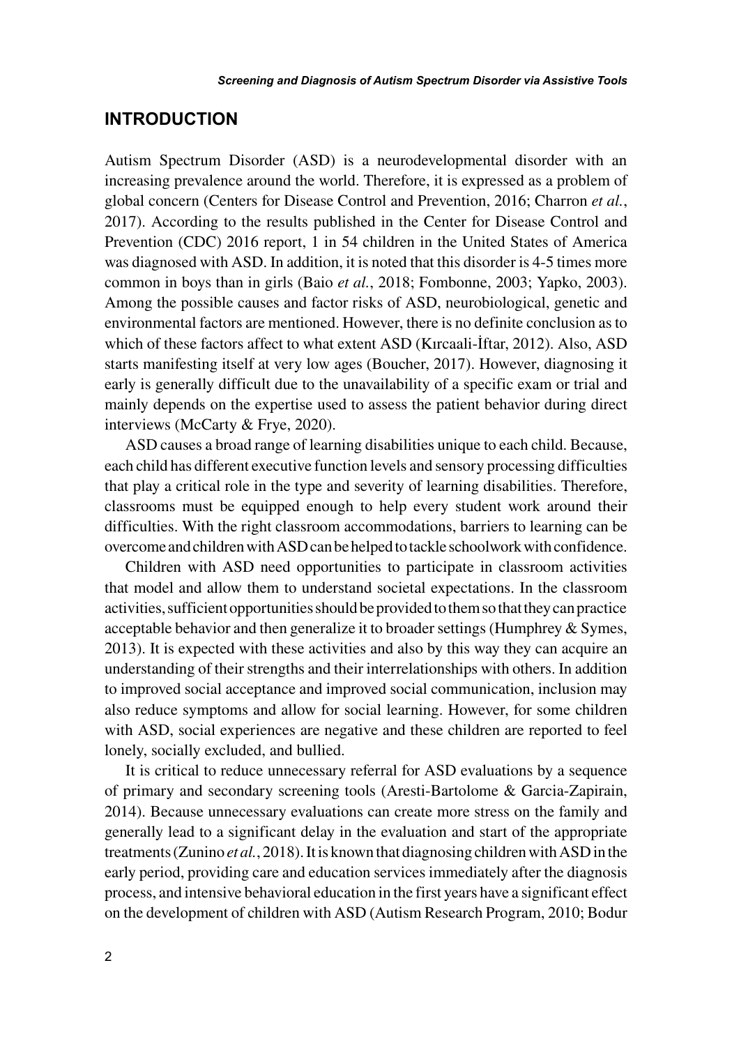## INTRODUCTION

Autism Spectrum Disorder (ASD) is a neurodevelopmental disorder with an increasing prevalence around the world. Therefore, it is expressed as a problem of global concern (Centers for Disease Control and Prevention, 2016; Charron *et al.*, 2017). According to the results published in the Center for Disease Control and Prevention (CDC) 2016 report, 1 in 54 children in the United States of America was diagnosed with ASD. In addition, it is noted that this disorder is 4-5 times more common in boys than in girls (Baio *et al.*, 2018; Fombonne, 2003; Yapko, 2003). Among the possible causes and factor risks of ASD, neurobiological, genetic and environmental factors are mentioned. However, there is no definite conclusion as to which of these factors affect to what extent ASD (Kırcaali-İftar, 2012). Also, ASD starts manifesting itself at very low ages (Boucher, 2017). However, diagnosing it early is generally difficult due to the unavailability of a specific exam or trial and mainly depends on the expertise used to assess the patient behavior during direct interviews (McCarty & Frye, 2020).

ASD causes a broad range of learning disabilities unique to each child. Because, each child has different executive function levels and sensory processing difficulties that play a critical role in the type and severity of learning disabilities. Therefore, classrooms must be equipped enough to help every student work around their difficulties. With the right classroom accommodations, barriers to learning can be overcome and children with ASD can be helped to tackle schoolwork with confidence.

Children with ASD need opportunities to participate in classroom activities that model and allow them to understand societal expectations. In the classroom activities, sufficient opportunities should be provided to them so that they can practice acceptable behavior and then generalize it to broader settings (Humphrey & Symes, 2013). It is expected with these activities and also by this way they can acquire an understanding of their strengths and their interrelationships with others. In addition to improved social acceptance and improved social communication, inclusion may also reduce symptoms and allow for social learning. However, for some children with ASD, social experiences are negative and these children are reported to feel lonely, socially excluded, and bullied.

It is critical to reduce unnecessary referral for ASD evaluations by a sequence of primary and secondary screening tools (Aresti-Bartolome & Garcia-Zapirain, 2014). Because unnecessary evaluations can create more stress on the family and generally lead to a significant delay in the evaluation and start of the appropriate treatments (Zunino *et al.*, 2018). It is known that diagnosing children with ASD in the early period, providing care and education services immediately after the diagnosis process, and intensive behavioral education in the first years have a significant effect on the development of children with ASD (Autism Research Program, 2010; Bodur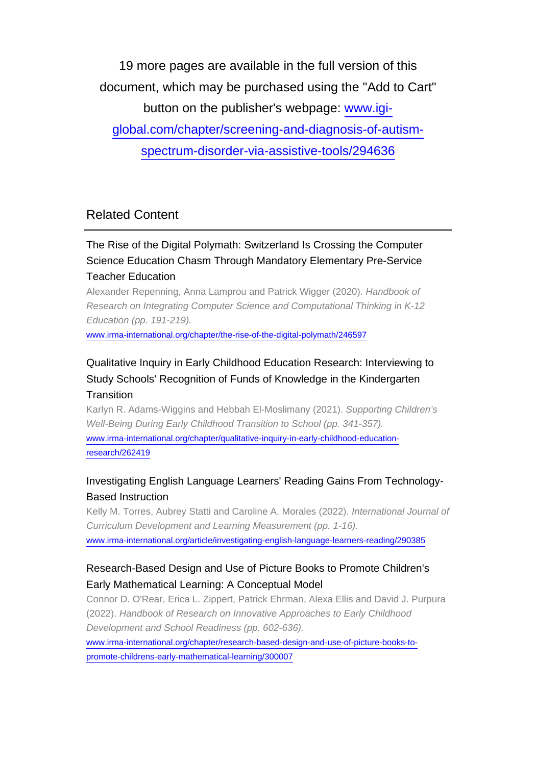19 more pages are available in the full version of this document, which may be purchased using the "Add to Cart" button on the publisher's webpage: [www.igi-global.com/chapter/screening-and-diagnosis-of-autism-spectrum-disorder-via-assistive-tools/294636](www.igi-global.com/chapter/screening-and-diagnosis-of-autism-spectrum-disorder-via-assistive-tools/294636)

## Related Content

### The Rise of the Digital Polymath: Switzerland Is Crossing the Computer Science Education Chasm Through Mandatory Elementary Pre-Service Teacher Education

Alexander Repenning, Anna Lamprou and Patrick Wigger (2020). *Handbook of Research on Integrating Computer Science and Computational Thinking in K-12 Education (pp. 191-219).*

[www.irma-international.org/chapter/the-rise-of-the-digital-polymath/246597](www.irma-international.org/chapter/the-rise-of-the-digital-polymath/246597)

### Qualitative Inquiry in Early Childhood Education Research: Interviewing to Study Schools' Recognition of Funds of Knowledge in the Kindergarten Transition

Karlyn R. Adams-Wiggins and Hebbah El-Moslimany (2021). *Supporting Children's Well-Being During Early Childhood Transition to School (pp. 341-357).*

[www.irma-international.org/chapter/qualitative-inquiry-in-early-childhood-education-research/262419](www.irma-international.org/chapter/qualitative-inquiry-in-early-childhood-education-research/262419)

### Investigating English Language Learners' Reading Gains From Technology-Based Instruction

Kelly M. Torres, Aubrey Statti and Caroline A. Morales (2022). *International Journal of Curriculum Development and Learning Measurement (pp. 1-16).*

[www.irma-international.org/article/investigating-english-language-learners-reading/290385](www.irma-international.org/article/investigating-english-language-learners-reading/290385)

### Research-Based Design and Use of Picture Books to Promote Children's Early Mathematical Learning: A Conceptual Model

Connor D. O'Rear, Erica L. Zippert, Patrick Ehrman, Alexa Ellis and David J. Purpura (2022). *Handbook of Research on Innovative Approaches to Early Childhood Development and School Readiness (pp. 602-636).*

[www.irma-international.org/chapter/research-based-design-and-use-of-picture-books-to-promote-childrens-early-mathematical-learning/300007](www.irma-international.org/chapter/research-based-design-and-use-of-picture-books-to-promote-childrens-early-mathematical-learning/300007)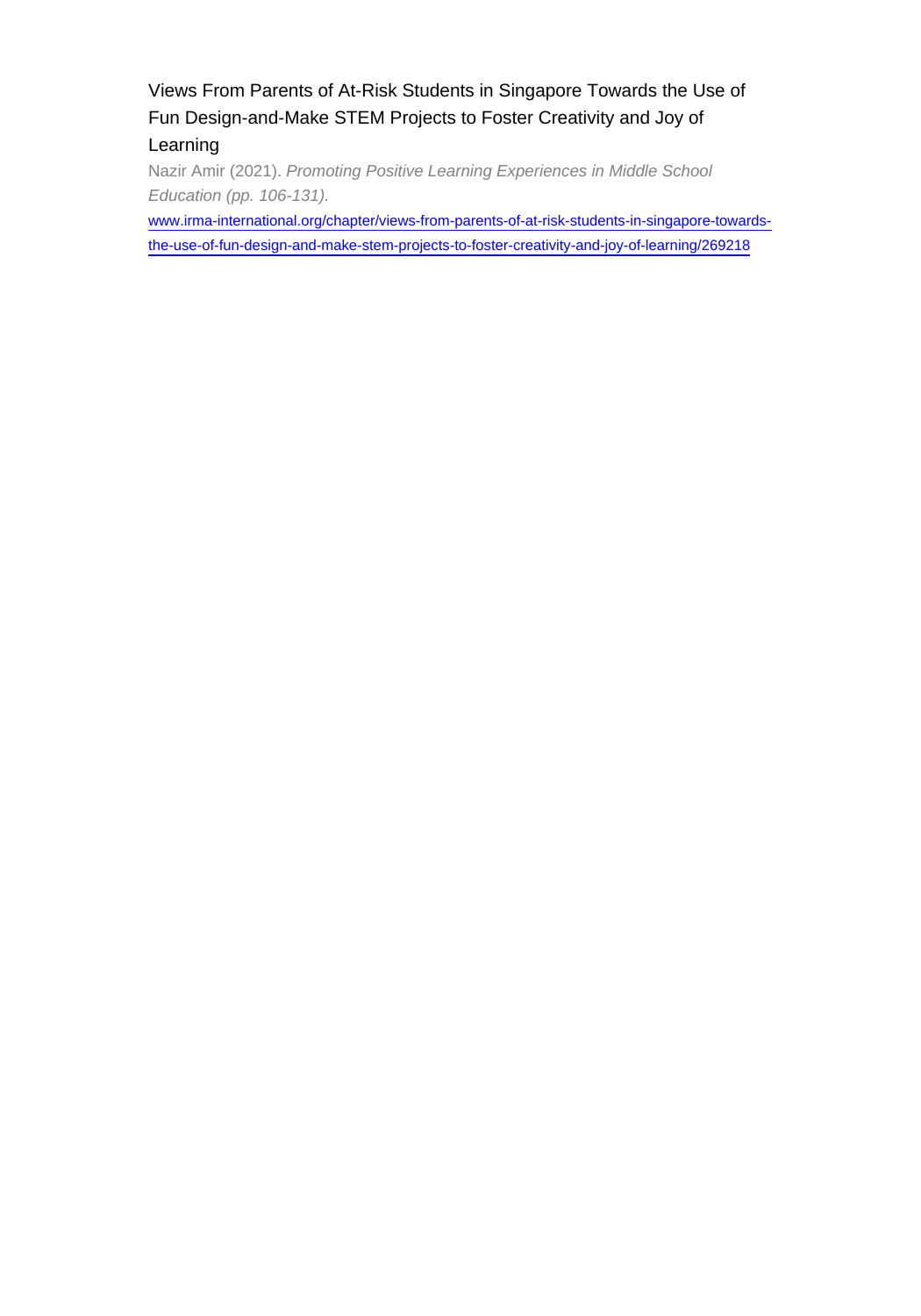Views From Parents of At-Risk Students in Singapore Towards the Use of Fun Design-and-Make STEM Projects to Foster Creativity and Joy of Learning

Nazir Amir (2021). *Promoting Positive Learning Experiences in Middle School Education (pp. 106-131).*

[www.irma-international.org/chapter/views-from-parents-of-at-risk-students-in-singapore-towards-the-use-of-fun-design-and-make-stem-projects-to-foster-creativity-and-joy-of-learning/269218](www.irma-international.org/chapter/views-from-parents-of-at-risk-students-in-singapore-towards-the-use-of-fun-design-and-make-stem-projects-to-foster-creativity-and-joy-of-learning/269218)